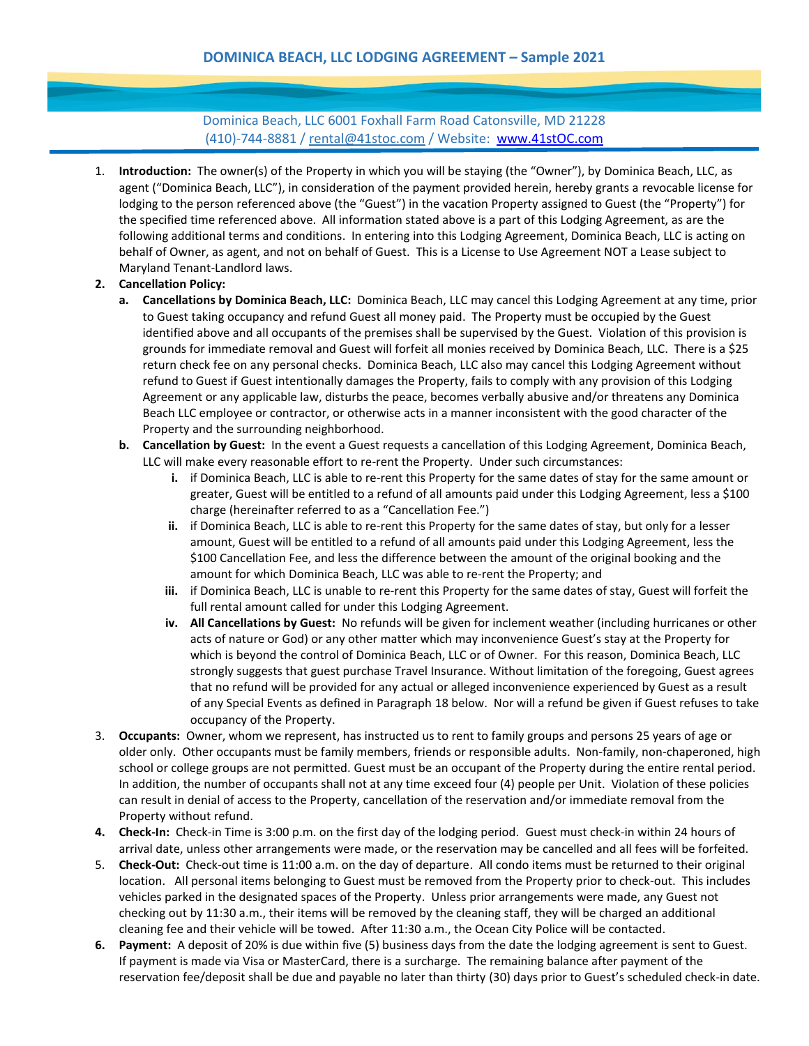# DOMINICA BEACH, LLC LODGING AGREEMENT – Sample 2021

Dominica Beach, LLC 6001 Foxhall Farm Road Catonsville, MD 21228
(410)-744-8881 / rental@41stoc.com / Website: www.41stOC.com

1. **Introduction:** The owner(s) of the Property in which you will be staying (the "Owner"), by Dominica Beach, LLC, as agent ("Dominica Beach, LLC"), in consideration of the payment provided herein, hereby grants a revocable license for lodging to the person referenced above (the "Guest") in the vacation Property assigned to Guest (the "Property") for the specified time referenced above. All information stated above is a part of this Lodging Agreement, as are the following additional terms and conditions. In entering into this Lodging Agreement, Dominica Beach, LLC is acting on behalf of Owner, as agent, and not on behalf of Guest. This is a License to Use Agreement NOT a Lease subject to Maryland Tenant-Landlord laws.
2. **Cancellation Policy:**
   a. **Cancellations by Dominica Beach, LLC:** Dominica Beach, LLC may cancel this Lodging Agreement at any time, prior to Guest taking occupancy and refund Guest all money paid. The Property must be occupied by the Guest identified above and all occupants of the premises shall be supervised by the Guest. Violation of this provision is grounds for immediate removal and Guest will forfeit all monies received by Dominica Beach, LLC. There is a $25 return check fee on any personal checks. Dominica Beach, LLC also may cancel this Lodging Agreement without refund to Guest if Guest intentionally damages the Property, fails to comply with any provision of this Lodging Agreement or any applicable law, disturbs the peace, becomes verbally abusive and/or threatens any Dominica Beach LLC employee or contractor, or otherwise acts in a manner inconsistent with the good character of the Property and the surrounding neighborhood.
   b. **Cancellation by Guest:** In the event a Guest requests a cancellation of this Lodging Agreement, Dominica Beach, LLC will make every reasonable effort to re-rent the Property. Under such circumstances:
      i. if Dominica Beach, LLC is able to re-rent this Property for the same dates of stay for the same amount or greater, Guest will be entitled to a refund of all amounts paid under this Lodging Agreement, less a $100 charge (hereinafter referred to as a "Cancellation Fee.")
      ii. if Dominica Beach, LLC is able to re-rent this Property for the same dates of stay, but only for a lesser amount, Guest will be entitled to a refund of all amounts paid under this Lodging Agreement, less the $100 Cancellation Fee, and less the difference between the amount of the original booking and the amount for which Dominica Beach, LLC was able to re-rent the Property; and
      iii. if Dominica Beach, LLC is unable to re-rent this Property for the same dates of stay, Guest will forfeit the full rental amount called for under this Lodging Agreement.
      iv. **All Cancellations by Guest:** No refunds will be given for inclement weather (including hurricanes or other acts of nature or God) or any other matter which may inconvenience Guest's stay at the Property for which is beyond the control of Dominica Beach, LLC or of Owner. For this reason, Dominica Beach, LLC strongly suggests that guest purchase Travel Insurance. Without limitation of the foregoing, Guest agrees that no refund will be provided for any actual or alleged inconvenience experienced by Guest as a result of any Special Events as defined in Paragraph 18 below. Nor will a refund be given if Guest refuses to take occupancy of the Property.
3. **Occupants:** Owner, whom we represent, has instructed us to rent to family groups and persons 25 years of age or older only. Other occupants must be family members, friends or responsible adults. Non-family, non-chaperoned, high school or college groups are not permitted. Guest must be an occupant of the Property during the entire rental period. In addition, the number of occupants shall not at any time exceed four (4) people per Unit. Violation of these policies can result in denial of access to the Property, cancellation of the reservation and/or immediate removal from the Property without refund.
4. **Check-In:** Check-in Time is 3:00 p.m. on the first day of the lodging period. Guest must check-in within 24 hours of arrival date, unless other arrangements were made, or the reservation may be cancelled and all fees will be forfeited.
5. **Check-Out:** Check-out time is 11:00 a.m. on the day of departure. All condo items must be returned to their original location. All personal items belonging to Guest must be removed from the Property prior to check-out. This includes vehicles parked in the designated spaces of the Property. Unless prior arrangements were made, any Guest not checking out by 11:30 a.m., their items will be removed by the cleaning staff, they will be charged an additional cleaning fee and their vehicle will be towed. After 11:30 a.m., the Ocean City Police will be contacted.
6. **Payment:** A deposit of 20% is due within five (5) business days from the date the lodging agreement is sent to Guest. If payment is made via Visa or MasterCard, there is a surcharge. The remaining balance after payment of the reservation fee/deposit shall be due and payable no later than thirty (30) days prior to Guest's scheduled check-in date.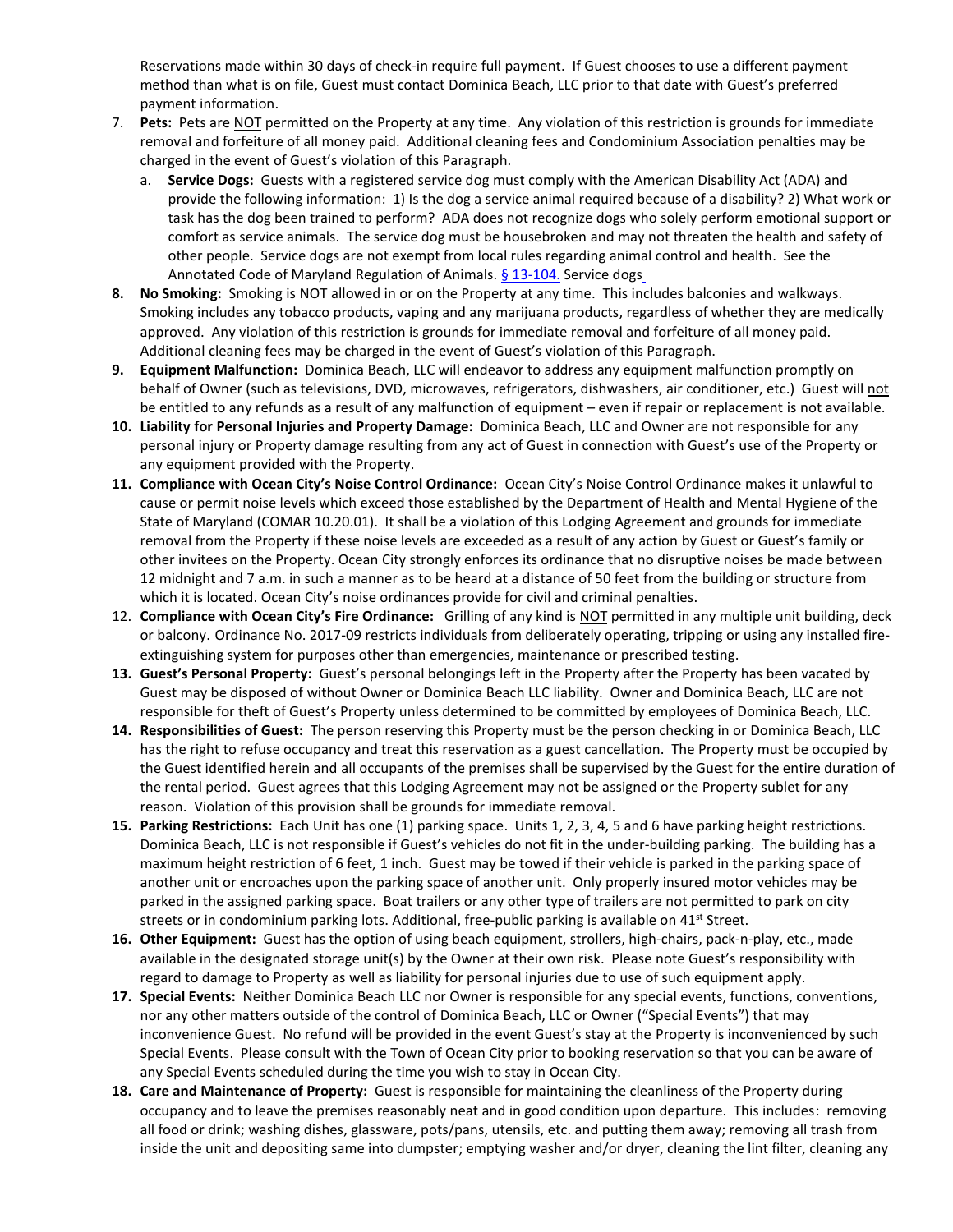Reservations made within 30 days of check-in require full payment. If Guest chooses to use a different payment method than what is on file, Guest must contact Dominica Beach, LLC prior to that date with Guest's preferred payment information.

7. **Pets:** Pets are NOT permitted on the Property at any time. Any violation of this restriction is grounds for immediate removal and forfeiture of all money paid. Additional cleaning fees and Condominium Association penalties may be charged in the event of Guest's violation of this Paragraph.
   a. **Service Dogs:** Guests with a registered service dog must comply with the American Disability Act (ADA) and provide the following information: 1) Is the dog a service animal required because of a disability? 2) What work or task has the dog been trained to perform? ADA does not recognize dogs who solely perform emotional support or comfort as service animals. The service dog must be housebroken and may not threaten the health and safety of other people. Service dogs are not exempt from local rules regarding animal control and health. See the Annotated Code of Maryland Regulation of Animals. § 13-104. Service dogs
8. **No Smoking:** Smoking is NOT allowed in or on the Property at any time. This includes balconies and walkways. Smoking includes any tobacco products, vaping and any marijuana products, regardless of whether they are medically approved. Any violation of this restriction is grounds for immediate removal and forfeiture of all money paid. Additional cleaning fees may be charged in the event of Guest's violation of this Paragraph.
9. **Equipment Malfunction:** Dominica Beach, LLC will endeavor to address any equipment malfunction promptly on behalf of Owner (such as televisions, DVD, microwaves, refrigerators, dishwashers, air conditioner, etc.) Guest will not be entitled to any refunds as a result of any malfunction of equipment – even if repair or replacement is not available.
10. **Liability for Personal Injuries and Property Damage:** Dominica Beach, LLC and Owner are not responsible for any personal injury or Property damage resulting from any act of Guest in connection with Guest's use of the Property or any equipment provided with the Property.
11. **Compliance with Ocean City's Noise Control Ordinance:** Ocean City's Noise Control Ordinance makes it unlawful to cause or permit noise levels which exceed those established by the Department of Health and Mental Hygiene of the State of Maryland (COMAR 10.20.01). It shall be a violation of this Lodging Agreement and grounds for immediate removal from the Property if these noise levels are exceeded as a result of any action by Guest or Guest's family or other invitees on the Property. Ocean City strongly enforces its ordinance that no disruptive noises be made between 12 midnight and 7 a.m. in such a manner as to be heard at a distance of 50 feet from the building or structure from which it is located. Ocean City's noise ordinances provide for civil and criminal penalties.
12. **Compliance with Ocean City's Fire Ordinance:** Grilling of any kind is NOT permitted in any multiple unit building, deck or balcony. Ordinance No. 2017-09 restricts individuals from deliberately operating, tripping or using any installed fire-extinguishing system for purposes other than emergencies, maintenance or prescribed testing.
13. **Guest's Personal Property:** Guest's personal belongings left in the Property after the Property has been vacated by Guest may be disposed of without Owner or Dominica Beach LLC liability. Owner and Dominica Beach, LLC are not responsible for theft of Guest's Property unless determined to be committed by employees of Dominica Beach, LLC.
14. **Responsibilities of Guest:** The person reserving this Property must be the person checking in or Dominica Beach, LLC has the right to refuse occupancy and treat this reservation as a guest cancellation. The Property must be occupied by the Guest identified herein and all occupants of the premises shall be supervised by the Guest for the entire duration of the rental period. Guest agrees that this Lodging Agreement may not be assigned or the Property sublet for any reason. Violation of this provision shall be grounds for immediate removal.
15. **Parking Restrictions:** Each Unit has one (1) parking space. Units 1, 2, 3, 4, 5 and 6 have parking height restrictions. Dominica Beach, LLC is not responsible if Guest's vehicles do not fit in the under-building parking. The building has a maximum height restriction of 6 feet, 1 inch. Guest may be towed if their vehicle is parked in the parking space of another unit or encroaches upon the parking space of another unit. Only properly insured motor vehicles may be parked in the assigned parking space. Boat trailers or any other type of trailers are not permitted to park on city streets or in condominium parking lots. Additional, free-public parking is available on 41st Street.
16. **Other Equipment:** Guest has the option of using beach equipment, strollers, high-chairs, pack-n-play, etc., made available in the designated storage unit(s) by the Owner at their own risk. Please note Guest's responsibility with regard to damage to Property as well as liability for personal injuries due to use of such equipment apply.
17. **Special Events:** Neither Dominica Beach LLC nor Owner is responsible for any special events, functions, conventions, nor any other matters outside of the control of Dominica Beach, LLC or Owner ("Special Events") that may inconvenience Guest. No refund will be provided in the event Guest's stay at the Property is inconvenienced by such Special Events. Please consult with the Town of Ocean City prior to booking reservation so that you can be aware of any Special Events scheduled during the time you wish to stay in Ocean City.
18. **Care and Maintenance of Property:** Guest is responsible for maintaining the cleanliness of the Property during occupancy and to leave the premises reasonably neat and in good condition upon departure. This includes: removing all food or drink; washing dishes, glassware, pots/pans, utensils, etc. and putting them away; removing all trash from inside the unit and depositing same into dumpster; emptying washer and/or dryer, cleaning the lint filter, cleaning any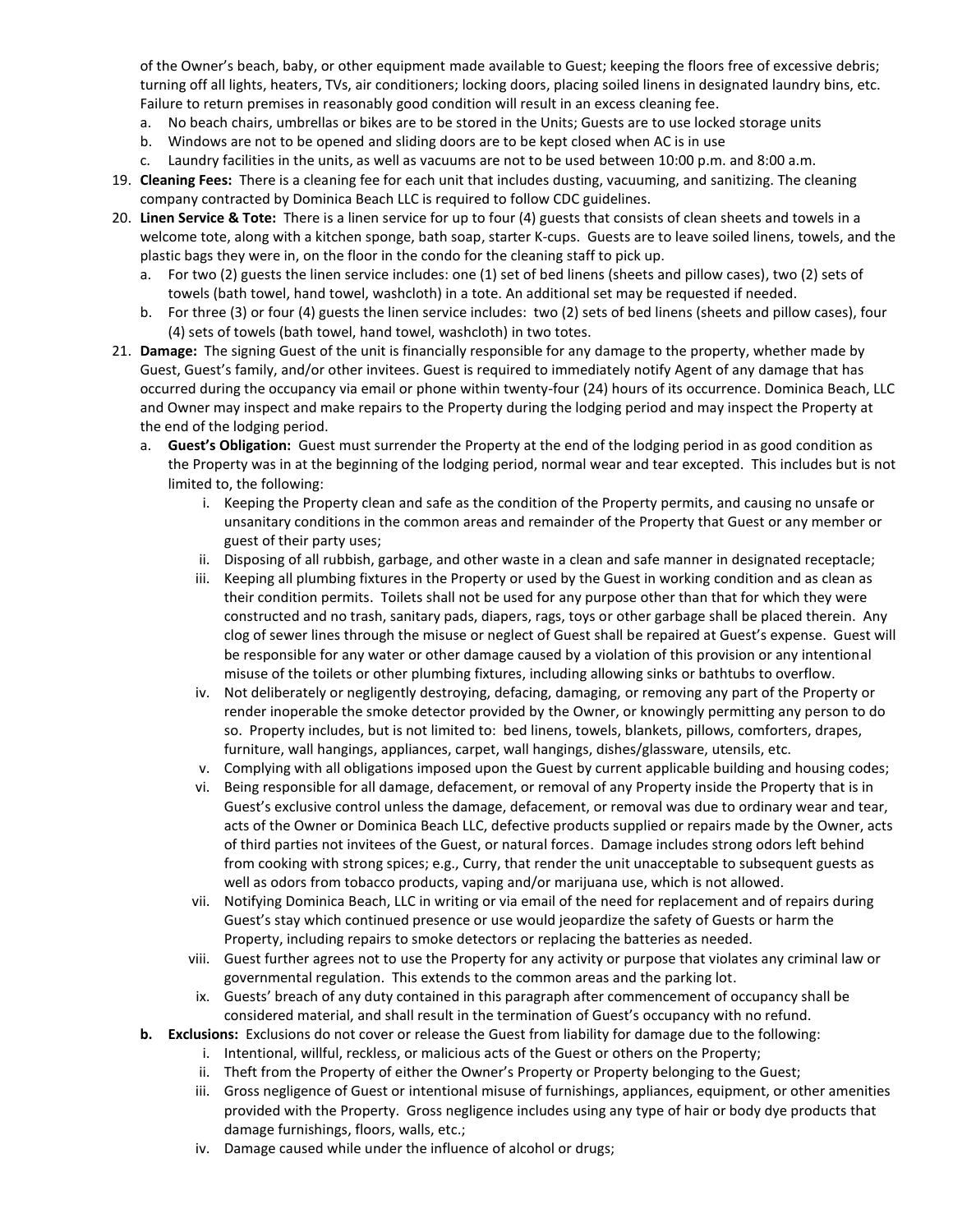of the Owner's beach, baby, or other equipment made available to Guest; keeping the floors free of excessive debris; turning off all lights, heaters, TVs, air conditioners; locking doors, placing soiled linens in designated laundry bins, etc. Failure to return premises in reasonably good condition will result in an excess cleaning fee.

   a. No beach chairs, umbrellas or bikes are to be stored in the Units; Guests are to use locked storage units
   b. Windows are not to be opened and sliding doors are to be kept closed when AC is in use
   c. Laundry facilities in the units, as well as vacuums are not to be used between 10:00 p.m. and 8:00 a.m.

19. **Cleaning Fees:** There is a cleaning fee for each unit that includes dusting, vacuuming, and sanitizing. The cleaning company contracted by Dominica Beach LLC is required to follow CDC guidelines.

20. **Linen Service & Tote:** There is a linen service for up to four (4) guests that consists of clean sheets and towels in a welcome tote, along with a kitchen sponge, bath soap, starter K-cups. Guests are to leave soiled linens, towels, and the plastic bags they were in, on the floor in the condo for the cleaning staff to pick up.
   a. For two (2) guests the linen service includes: one (1) set of bed linens (sheets and pillow cases), two (2) sets of towels (bath towel, hand towel, washcloth) in a tote. An additional set may be requested if needed.
   b. For three (3) or four (4) guests the linen service includes: two (2) sets of bed linens (sheets and pillow cases), four (4) sets of towels (bath towel, hand towel, washcloth) in two totes.

21. **Damage:** The signing Guest of the unit is financially responsible for any damage to the property, whether made by Guest, Guest's family, and/or other invitees. Guest is required to immediately notify Agent of any damage that has occurred during the occupancy via email or phone within twenty-four (24) hours of its occurrence. Dominica Beach, LLC and Owner may inspect and make repairs to the Property during the lodging period and may inspect the Property at the end of the lodging period.
   a. **Guest's Obligation:** Guest must surrender the Property at the end of the lodging period in as good condition as the Property was in at the beginning of the lodging period, normal wear and tear excepted. This includes but is not limited to, the following:
      i. Keeping the Property clean and safe as the condition of the Property permits, and causing no unsafe or unsanitary conditions in the common areas and remainder of the Property that Guest or any member or guest of their party uses;
      ii. Disposing of all rubbish, garbage, and other waste in a clean and safe manner in designated receptacle;
      iii. Keeping all plumbing fixtures in the Property or used by the Guest in working condition and as clean as their condition permits. Toilets shall not be used for any purpose other than that for which they were constructed and no trash, sanitary pads, diapers, rags, toys or other garbage shall be placed therein. Any clog of sewer lines through the misuse or neglect of Guest shall be repaired at Guest's expense. Guest will be responsible for any water or other damage caused by a violation of this provision or any intentional misuse of the toilets or other plumbing fixtures, including allowing sinks or bathtubs to overflow.
      iv. Not deliberately or negligently destroying, defacing, damaging, or removing any part of the Property or render inoperable the smoke detector provided by the Owner, or knowingly permitting any person to do so. Property includes, but is not limited to: bed linens, towels, blankets, pillows, comforters, drapes, furniture, wall hangings, appliances, carpet, wall hangings, dishes/glassware, utensils, etc.
      v. Complying with all obligations imposed upon the Guest by current applicable building and housing codes;
      vi. Being responsible for all damage, defacement, or removal of any Property inside the Property that is in Guest's exclusive control unless the damage, defacement, or removal was due to ordinary wear and tear, acts of the Owner or Dominica Beach LLC, defective products supplied or repairs made by the Owner, acts of third parties not invitees of the Guest, or natural forces. Damage includes strong odors left behind from cooking with strong spices; e.g., Curry, that render the unit unacceptable to subsequent guests as well as odors from tobacco products, vaping and/or marijuana use, which is not allowed.
      vii. Notifying Dominica Beach, LLC in writing or via email of the need for replacement and of repairs during Guest's stay which continued presence or use would jeopardize the safety of Guests or harm the Property, including repairs to smoke detectors or replacing the batteries as needed.
      viii. Guest further agrees not to use the Property for any activity or purpose that violates any criminal law or governmental regulation. This extends to the common areas and the parking lot.
      ix. Guests' breach of any duty contained in this paragraph after commencement of occupancy shall be considered material, and shall result in the termination of Guest's occupancy with no refund.
   **b. Exclusions:** Exclusions do not cover or release the Guest from liability for damage due to the following:
      i. Intentional, willful, reckless, or malicious acts of the Guest or others on the Property;
      ii. Theft from the Property of either the Owner's Property or Property belonging to the Guest;
      iii. Gross negligence of Guest or intentional misuse of furnishings, appliances, equipment, or other amenities provided with the Property. Gross negligence includes using any type of hair or body dye products that damage furnishings, floors, walls, etc.;
      iv. Damage caused while under the influence of alcohol or drugs;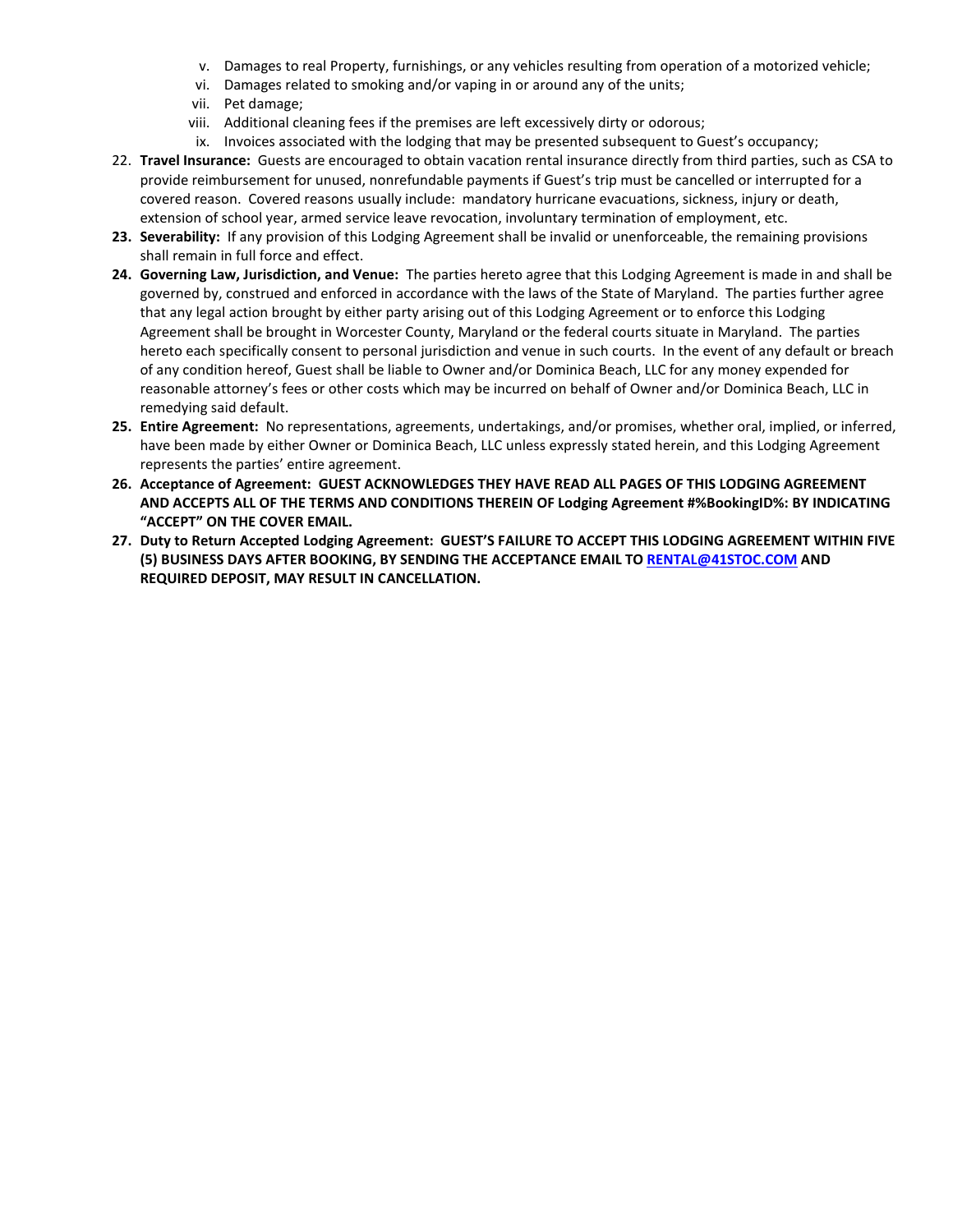v. Damages to real Property, furnishings, or any vehicles resulting from operation of a motorized vehicle;
vi. Damages related to smoking and/or vaping in or around any of the units;
vii. Pet damage;
viii. Additional cleaning fees if the premises are left excessively dirty or odorous;
ix. Invoices associated with the lodging that may be presented subsequent to Guest's occupancy;

22. **Travel Insurance:** Guests are encouraged to obtain vacation rental insurance directly from third parties, such as CSA to provide reimbursement for unused, nonrefundable payments if Guest's trip must be cancelled or interrupted for a covered reason. Covered reasons usually include: mandatory hurricane evacuations, sickness, injury or death, extension of school year, armed service leave revocation, involuntary termination of employment, etc.
23. **Severability:** If any provision of this Lodging Agreement shall be invalid or unenforceable, the remaining provisions shall remain in full force and effect.
24. **Governing Law, Jurisdiction, and Venue:** The parties hereto agree that this Lodging Agreement is made in and shall be governed by, construed and enforced in accordance with the laws of the State of Maryland. The parties further agree that any legal action brought by either party arising out of this Lodging Agreement or to enforce this Lodging Agreement shall be brought in Worcester County, Maryland or the federal courts situate in Maryland. The parties hereto each specifically consent to personal jurisdiction and venue in such courts. In the event of any default or breach of any condition hereof, Guest shall be liable to Owner and/or Dominica Beach, LLC for any money expended for reasonable attorney's fees or other costs which may be incurred on behalf of Owner and/or Dominica Beach, LLC in remedying said default.
25. **Entire Agreement:** No representations, agreements, undertakings, and/or promises, whether oral, implied, or inferred, have been made by either Owner or Dominica Beach, LLC unless expressly stated herein, and this Lodging Agreement represents the parties' entire agreement.
26. **Acceptance of Agreement: GUEST ACKNOWLEDGES THEY HAVE READ ALL PAGES OF THIS LODGING AGREEMENT AND ACCEPTS ALL OF THE TERMS AND CONDITIONS THEREIN OF Lodging Agreement #%BookingID%: BY INDICATING "ACCEPT" ON THE COVER EMAIL.**
27. **Duty to Return Accepted Lodging Agreement: GUEST'S FAILURE TO ACCEPT THIS LODGING AGREEMENT WITHIN FIVE (5) BUSINESS DAYS AFTER BOOKING, BY SENDING THE ACCEPTANCE EMAIL TO RENTAL@41STOC.COM AND REQUIRED DEPOSIT, MAY RESULT IN CANCELLATION.**